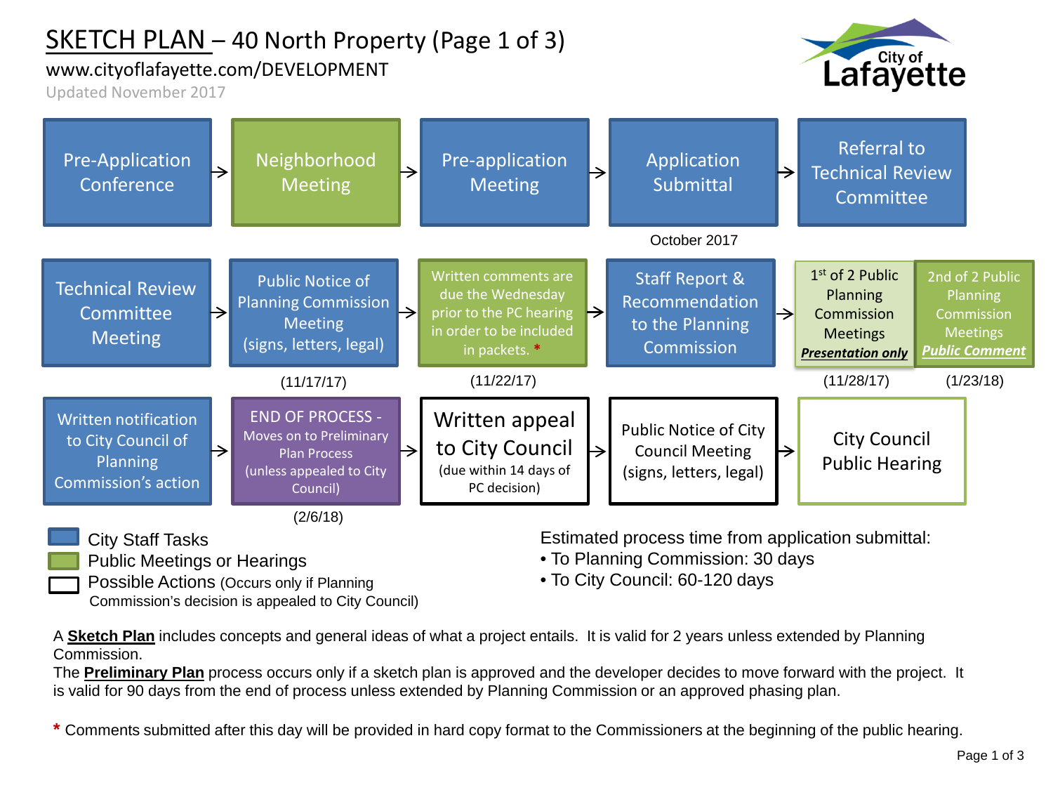# SKETCH PLAN – 40 North Property (Page 1 of 3)

www.cityoflafayette.com/DEVELOPMENT

Updated November 2017

City of Lafayette

1. Pre-Application Conference →
2. Neighborhood Meeting →
3. Pre-application Meeting →
4. Application Submittal (October 2017) →
5. Referral to Technical Review Committee
6. Technical Review Committee Meeting →
7. Public Notice of Planning Commission Meeting (signs, letters, legal) (11/17/17) →
8. Written comments are due the Wednesday prior to the PC hearing in order to be included in packets. * (11/22/17) →
9. Staff Report & Recommendation to the Planning Commission →
10. 1st of 2 Public Planning Commission Meetings ***Presentation only*** (11/28/17)
11. 2nd of 2 Public Planning Commission Meetings ***Public Comment*** (1/23/18)
12. Written notification to City Council of Planning Commission's action →
13. END OF PROCESS - Moves on to Preliminary Plan Process (unless appealed to City Council) (2/6/18) →
14. Written appeal to City Council (due within 14 days of PC decision) →
15. Public Notice of City Council Meeting (signs, letters, legal) →
16. City Council Public Hearing

Legend:
- City Staff Tasks
- Public Meetings or Hearings
- Possible Actions (Occurs only if Planning Commission's decision is appealed to City Council)

Estimated process time from application submittal:
- To Planning Commission: 30 days
- To City Council: 60-120 days

A **Sketch Plan** includes concepts and general ideas of what a project entails. It is valid for 2 years unless extended by Planning Commission.

The **Preliminary Plan** process occurs only if a sketch plan is approved and the developer decides to move forward with the project. It is valid for 90 days from the end of process unless extended by Planning Commission or an approved phasing plan.

* Comments submitted after this day will be provided in hard copy format to the Commissioners at the beginning of the public hearing.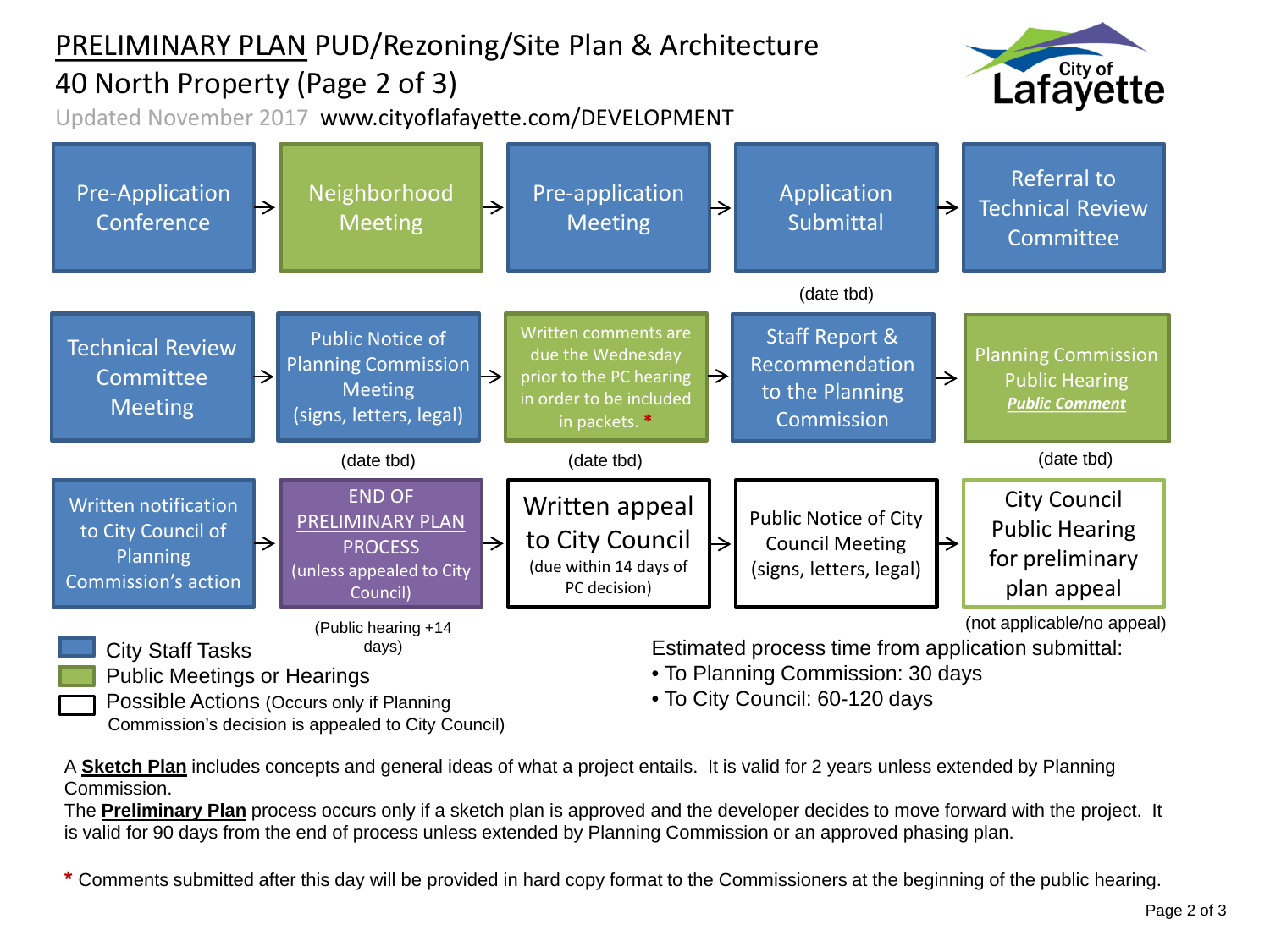# PRELIMINARY PLAN PUD/Rezoning/Site Plan & Architecture

## 40 North Property (Page 2 of 3)

Updated November 2017 www.cityoflafayette.com/DEVELOPMENT

City of Lafayette

Pre-Application Conference → Neighborhood Meeting → Pre-application Meeting → Application Submittal (date tbd) → Referral to Technical Review Committee

Technical Review Committee Meeting → Public Notice of Planning Commission Meeting (signs, letters, legal) (date tbd) → Written comments are due the Wednesday prior to the PC hearing in order to be included in packets. * (date tbd) → Staff Report & Recommendation to the Planning Commission → Planning Commission Public Hearing *Public Comment* (date tbd)

Written notification to City Council of Planning Commission's action → END OF PRELIMINARY PLAN PROCESS (unless appealed to City Council) (Public hearing +14 days) → Written appeal to City Council (due within 14 days of PC decision) → Public Notice of City Council Meeting (signs, letters, legal) → City Council Public Hearing for preliminary plan appeal (not applicable/no appeal)

- City Staff Tasks
- Public Meetings or Hearings
- Possible Actions (Occurs only if Planning Commission's decision is appealed to City Council)

Estimated process time from application submittal:

- To Planning Commission: 30 days
- To City Council: 60-120 days

A **Sketch Plan** includes concepts and general ideas of what a project entails. It is valid for 2 years unless extended by Planning Commission.

The **Preliminary Plan** process occurs only if a sketch plan is approved and the developer decides to move forward with the project. It is valid for 90 days from the end of process unless extended by Planning Commission or an approved phasing plan.

\* Comments submitted after this day will be provided in hard copy format to the Commissioners at the beginning of the public hearing.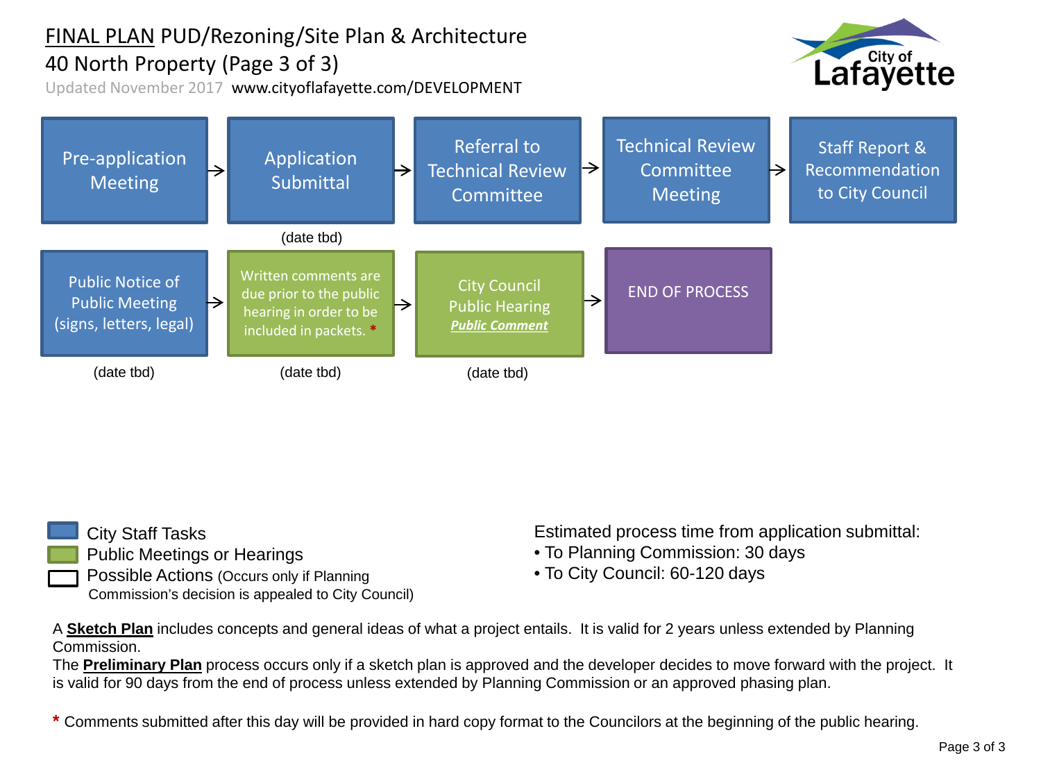# FINAL PLAN PUD/Rezoning/Site Plan & Architecture

## 40 North Property (Page 3 of 3)

Updated November 2017 www.cityoflafayette.com/DEVELOPMENT

City of Lafayette

Pre-application Meeting → Application Submittal (date tbd) → Referral to Technical Review Committee → Technical Review Committee Meeting → Staff Report & Recommendation to City Council

Public Notice of Public Meeting (signs, letters, legal) (date tbd) → Written comments are due prior to the public hearing in order to be included in packets. * (date tbd) → City Council Public Hearing ***Public Comment*** (date tbd) → END OF PROCESS

- City Staff Tasks
- Public Meetings or Hearings
- Possible Actions (Occurs only if Planning Commission's decision is appealed to City Council)

Estimated process time from application submittal:

- To Planning Commission: 30 days
- To City Council: 60-120 days

A **Sketch Plan** includes concepts and general ideas of what a project entails. It is valid for 2 years unless extended by Planning Commission.
The **Preliminary Plan** process occurs only if a sketch plan is approved and the developer decides to move forward with the project. It is valid for 90 days from the end of process unless extended by Planning Commission or an approved phasing plan.

* Comments submitted after this day will be provided in hard copy format to the Councilors at the beginning of the public hearing.